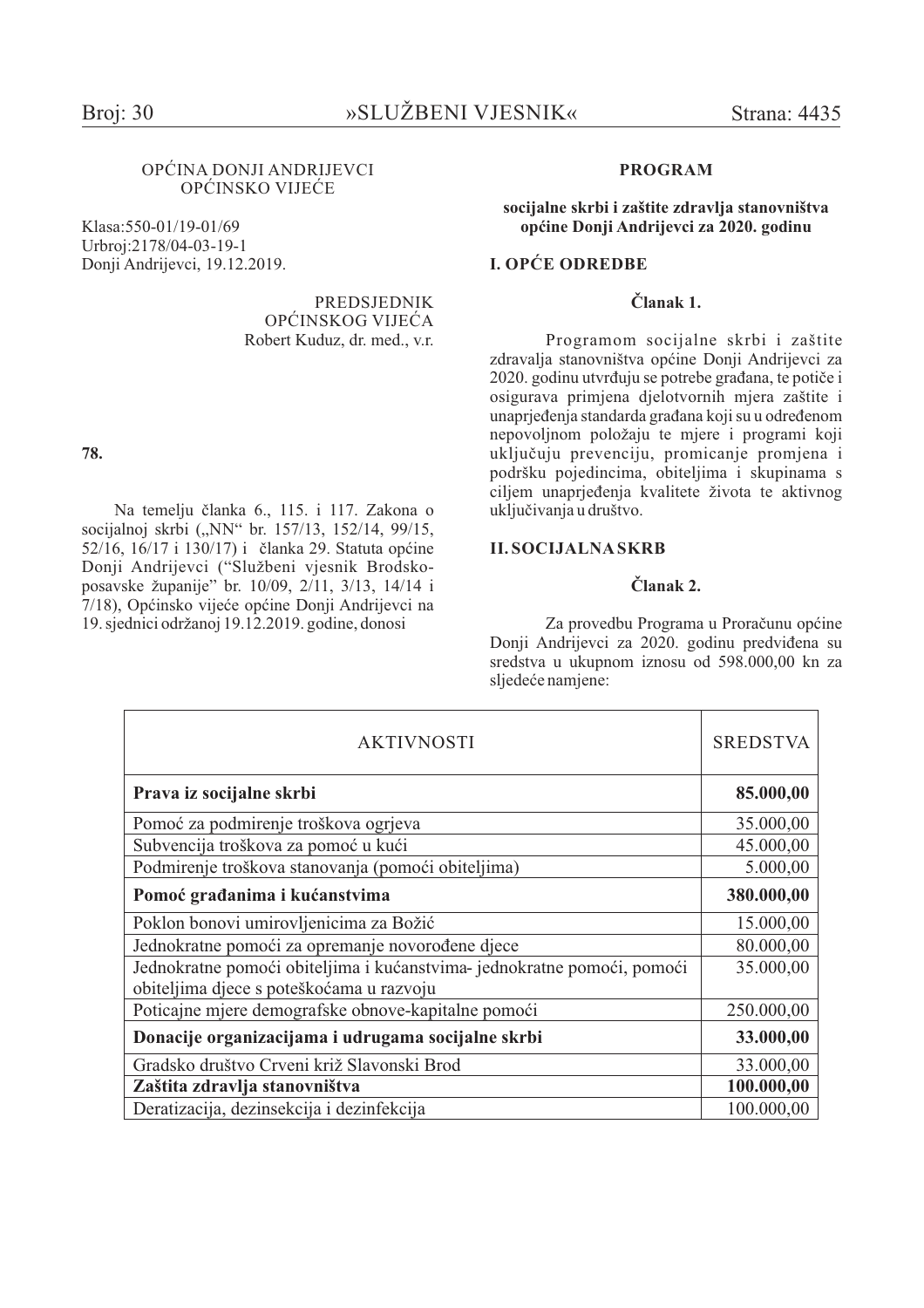OPĆINA DONJI ANDRIJEVCI
OPĆINSKO VIJEĆE

Klasa:550-01/19-01/69
Urbroj:2178/04-03-19-1
Donji Andrijevci, 19.12.2019.

PREDSJEDNIK
OPĆINSKOG VIJEĆA
Robert Kuduz, dr. med., v.r.

**78.**

Na temelju članka 6., 115. i 117. Zakona o socijalnoj skrbi („NN" br. 157/13, 152/14, 99/15, 52/16, 16/17 i 130/17) i članka 29. Statuta općine Donji Andrijevci ("Službeni vjesnik Brodsko-posavske županije" br. 10/09, 2/11, 3/13, 14/14 i 7/18), Općinsko vijeće općine Donji Andrijevci na 19. sjednici održanoj 19.12.2019. godine, donosi

## PROGRAM

### socijalne skrbi i zaštite zdravlja stanovništva općine Donji Andrijevci za 2020. godinu

## I. OPĆE ODREDBE

### Članak 1.

Programom socijalne skrbi i zaštite zdravalja stanovništva općine Donji Andrijevci za 2020. godinu utvrđuju se potrebe građana, te potiče i osigurava primjena djelotvornih mjera zaštite i unaprjeđenja standarda građana koji su u određenom nepovoljnom položaju te mjere i programi koji uključuju prevenciju, promicanje promjena i podršku pojedincima, obiteljima i skupinama s ciljem unaprjeđenja kvalitete života te aktivnog uključivanja u društvo.

## II. SOCIJALNA SKRB

### Članak 2.

Za provedbu Programa u Proračunu općine Donji Andrijevci za 2020. godinu predviđena su sredstva u ukupnom iznosu od 598.000,00 kn za sljedeće namjene:

| AKTIVNOSTI | SREDSTVA |
|---|---|
| **Prava iz socijalne skrbi** | **85.000,00** |
| Pomoć za podmirenje troškova ogrjeva | 35.000,00 |
| Subvencija troškova za pomoć u kući | 45.000,00 |
| Podmirenje troškova stanovanja (pomoći obiteljima) | 5.000,00 |
| **Pomoć građanima i kućanstvima** | **380.000,00** |
| Poklon bonovi umirovljenicima za Božić | 15.000,00 |
| Jednokratne pomoći za opremanje novorođene djece | 80.000,00 |
| Jednokratne pomoći obiteljima i kućanstvima- jednokratne pomoći, pomoći obiteljima djece s poteškoćama u razvoju | 35.000,00 |
| Poticajne mjere demografske obnove-kapitalne pomoći | 250.000,00 |
| **Donacije organizacijama i udrugama socijalne skrbi** | **33.000,00** |
| Gradsko društvo Crveni križ Slavonski Brod | 33.000,00 |
| **Zaštita zdravlja stanovništva** | **100.000,00** |
| Deratizacija, dezinsekcija i dezinfekcija | 100.000,00 |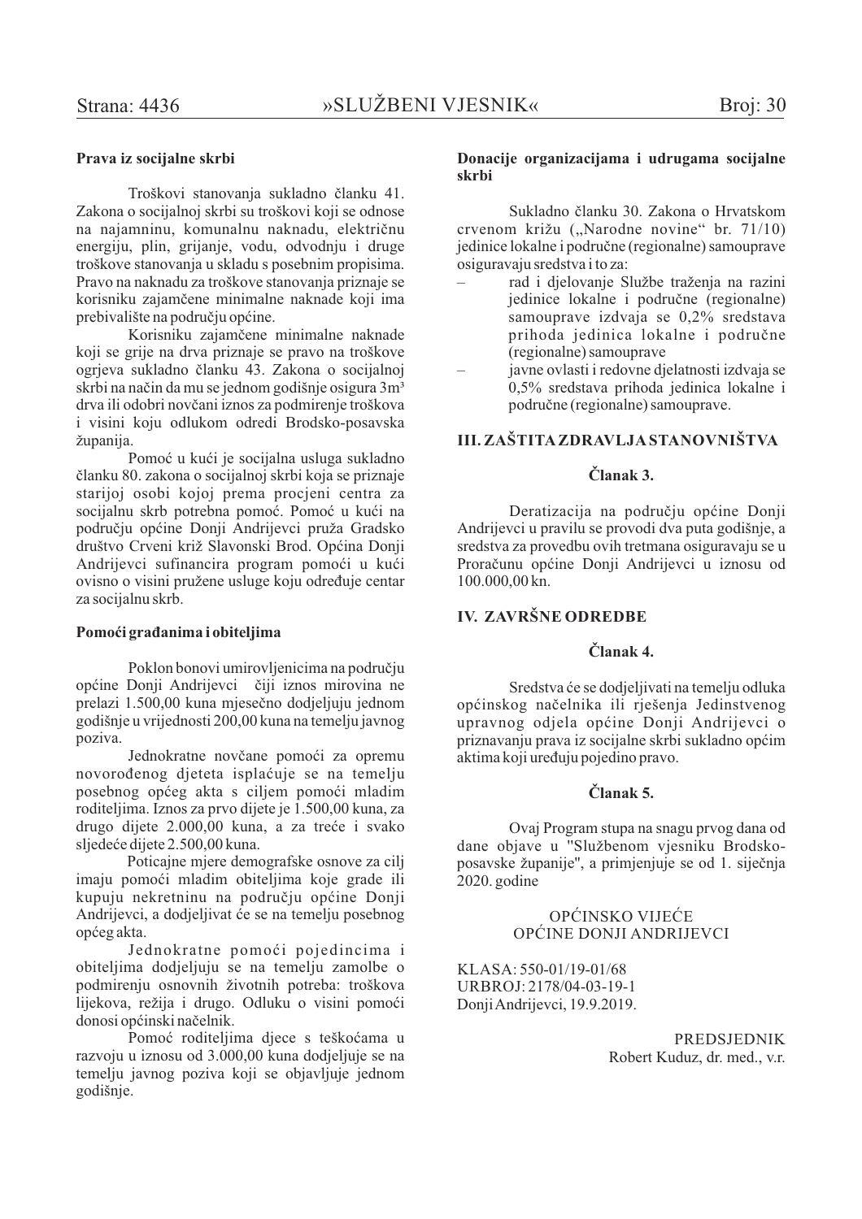**Prava iz socijalne skrbi**

Troškovi stanovanja sukladno članku 41. Zakona o socijalnoj skrbi su troškovi koji se odnose na najamninu, komunalnu naknadu, električnu energiju, plin, grijanje, vodu, odvodnju i druge troškove stanovanja u skladu s posebnim propisima. Pravo na naknadu za troškove stanovanja priznaje se korisniku zajamčene minimalne naknade koji ima prebivalište na području općine.

Korisniku zajamčene minimalne naknade koji se grije na drva priznaje se pravo na troškove ogrjeva sukladno članku 43. Zakona o socijalnoj skrbi na način da mu se jednom godišnje osigura 3m³ drva ili odobri novčani iznos za podmirenje troškova i visini koju odlukom odredi Brodsko-posavska županija.

Pomoć u kući je socijalna usluga sukladno članku 80. zakona o socijalnoj skrbi koja se priznaje starijoj osobi kojoj prema procjeni centra za socijalnu skrb potrebna pomoć. Pomoć u kući na području općine Donji Andrijevci pruža Gradsko društvo Crveni križ Slavonski Brod. Općina Donji Andrijevci sufinancira program pomoći u kući ovisno o visini pružene usluge koju određuje centar za socijalnu skrb.

**Pomoći građanima i obiteljima**

Poklon bonovi umirovljenicima na području općine Donji Andrijevci čiji iznos mirovina ne prelazi 1.500,00 kuna mjesečno dodjeljuju jednom godišnje u vrijednosti 200,00 kuna na temelju javnog poziva.

Jednokratne novčane pomoći za opremu novorođenog djeteta isplaćuje se na temelju posebnog općeg akta s ciljem pomoći mladim roditeljima. Iznos za prvo dijete je 1.500,00 kuna, za drugo dijete 2.000,00 kuna, a za treće i svako sljedeće dijete 2.500,00 kuna.

Poticajne mjere demografske osnove za cilj imaju pomoći mladim obiteljima koje grade ili kupuju nekretninu na području općine Donji Andrijevci, a dodjeljivat će se na temelju posebnog općeg akta.

Jednokratne pomoći pojedincima i obiteljima dodjeljuju se na temelju zamolbe o podmirenju osnovnih životnih potreba: troškova lijekova, režija i drugo. Odluku o visini pomoći donosi općinski načelnik.

Pomoć roditeljima djece s teškoćama u razvoju u iznosu od 3.000,00 kuna dodjeljuje se na temelju javnog poziva koji se objavljuje jednom godišnje.

**Donacije organizacijama i udrugama socijalne skrbi**

Sukladno članku 30. Zakona o Hrvatskom crvenom križu („Narodne novine" br. 71/10) jedinice lokalne i područne (regionalne) samouprave osiguravaju sredstva i to za:

- rad i djelovanje Službe traženja na razini jedinice lokalne i područne (regionalne) samouprave izdvaja se 0,2% sredstava prihoda jedinica lokalne i područne (regionalne) samouprave
- javne ovlasti i redovne djelatnosti izdvaja se 0,5% sredstava prihoda jedinica lokalne i područne (regionalne) samouprave.

## III. ZAŠTITA ZDRAVLJA STANOVNIŠTVA

### Članak 3.

Deratizacija na području općine Donji Andrijevci u pravilu se provodi dva puta godišnje, a sredstva za provedbu ovih tretmana osiguravaju se u Proračunu općine Donji Andrijevci u iznosu od 100.000,00 kn.

## IV. ZAVRŠNE ODREDBE

### Članak 4.

Sredstva će se dodjeljivati na temelju odluka općinskog načelnika ili rješenja Jedinstvenog upravnog odjela općine Donji Andrijevci o priznavanju prava iz socijalne skrbi sukladno općim aktima koji uređuju pojedino pravo.

### Članak 5.

Ovaj Program stupa na snagu prvog dana od dane objave u "Službenom vjesniku Brodsko-posavske županije", a primjenjuje se od 1. siječnja 2020. godine

OPĆINSKO VIJEĆE
OPĆINE DONJI ANDRIJEVCI

KLASA: 550-01/19-01/68
URBROJ: 2178/04-03-19-1
Donji Andrijevci, 19.9.2019.

PREDSJEDNIK
Robert Kuduz, dr. med., v.r.